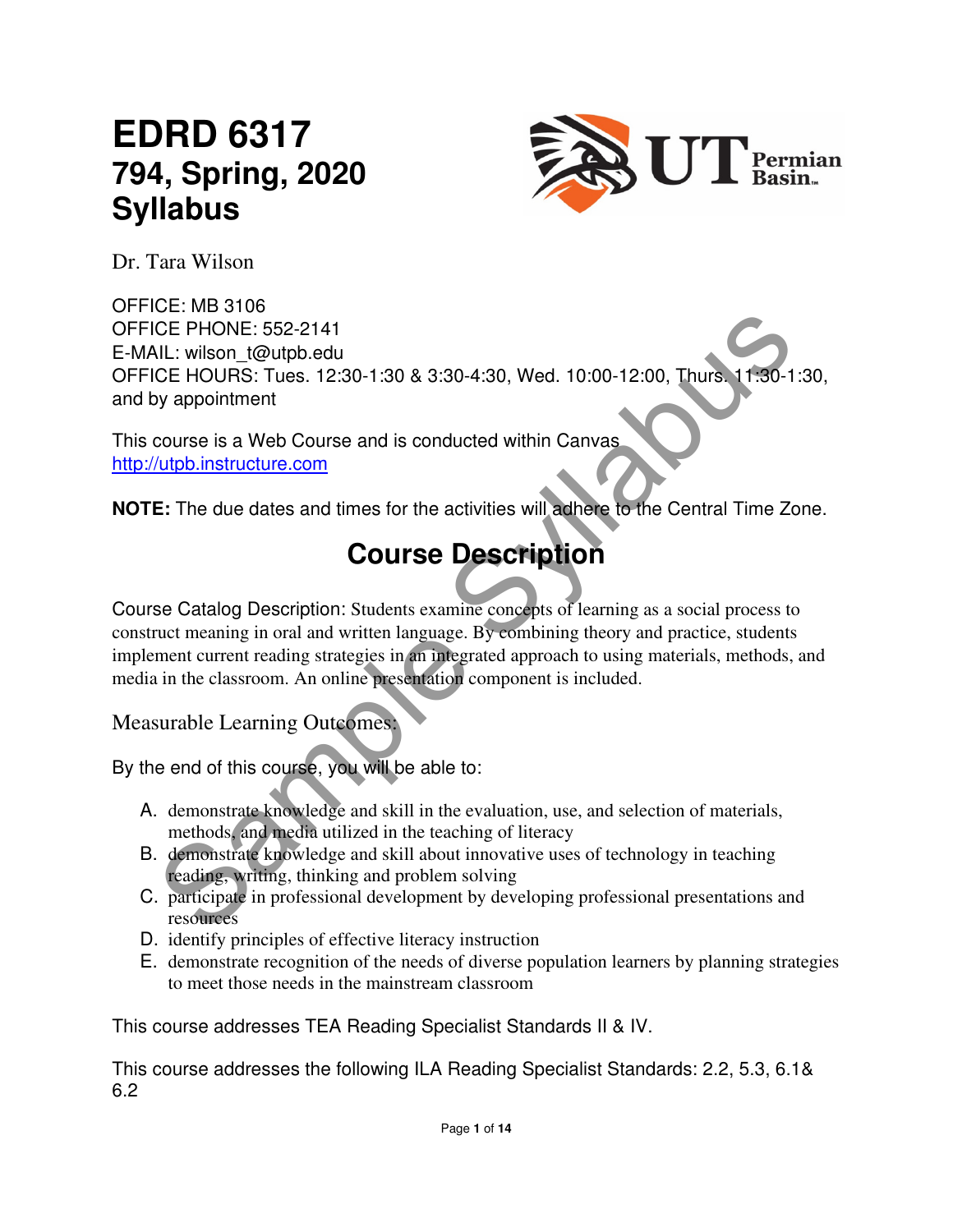# EDRD 6317
## 794, Spring, 2020
## Syllabus

Dr. Tara Wilson

OFFICE: MB 3106
OFFICE PHONE: 552-2141
E-MAIL: wilson_t@utpb.edu
OFFICE HOURS: Tues. 12:30-1:30 & 3:30-4:30, Wed. 10:00-12:00, Thurs. 11:30-1:30, and by appointment

This course is a Web Course and is conducted within Canvas
http://utpb.instructure.com

**NOTE:** The due dates and times for the activities will adhere to the Central Time Zone.

## Course Description

Course Catalog Description: Students examine concepts of learning as a social process to construct meaning in oral and written language. By combining theory and practice, students implement current reading strategies in an integrated approach to using materials, methods, and media in the classroom. An online presentation component is included.

### Measurable Learning Outcomes:

By the end of this course, you will be able to:

A. demonstrate knowledge and skill in the evaluation, use, and selection of materials, methods, and media utilized in the teaching of literacy
B. demonstrate knowledge and skill about innovative uses of technology in teaching reading, writing, thinking and problem solving
C. participate in professional development by developing professional presentations and resources
D. identify principles of effective literacy instruction
E. demonstrate recognition of the needs of diverse population learners by planning strategies to meet those needs in the mainstream classroom

This course addresses TEA Reading Specialist Standards II & IV.

This course addresses the following ILA Reading Specialist Standards: 2.2, 5.3, 6.1& 6.2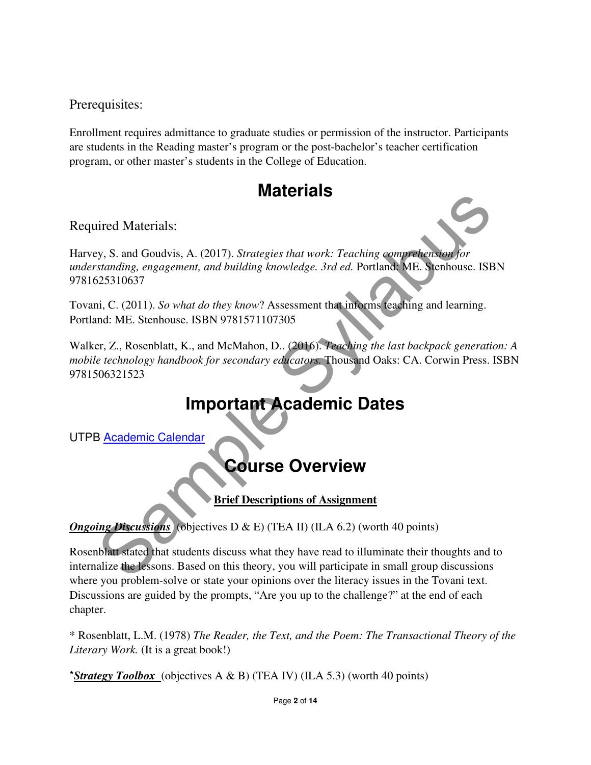Prerequisites:

Enrollment requires admittance to graduate studies or permission of the instructor. Participants are students in the Reading master's program or the post-bachelor's teacher certification program, or other master's students in the College of Education.

# Materials

Required Materials:

Harvey, S. and Goudvis, A. (2017). *Strategies that work: Teaching comprehension for understanding, engagement, and building knowledge. 3rd ed.* Portland: ME. Stenhouse. ISBN 9781625310637

Tovani, C. (2011). *So what do they know*? Assessment that informs teaching and learning. Portland: ME. Stenhouse. ISBN 9781571107305

Walker, Z., Rosenblatt, K., and McMahon, D.. (2016). *Teaching the last backpack generation: A mobile technology handbook for secondary educators.* Thousand Oaks: CA. Corwin Press. ISBN 9781506321523

# Important Academic Dates

UTPB [Academic Calendar]

# Course Overview

**Brief Descriptions of Assignment**

***Ongoing Discussions*** (objectives D & E) (TEA II) (ILA 6.2) (worth 40 points)

Rosenblatt stated that students discuss what they have read to illuminate their thoughts and to internalize the lessons. Based on this theory, you will participate in small group discussions where you problem-solve or state your opinions over the literacy issues in the Tovani text. Discussions are guided by the prompts, "Are you up to the challenge?" at the end of each chapter.

* Rosenblatt, L.M. (1978) *The Reader, the Text, and the Poem: The Transactional Theory of the Literary Work.* (It is a great book!)

*\****Strategy Toolbox*** (objectives A & B) (TEA IV) (ILA 5.3) (worth 40 points)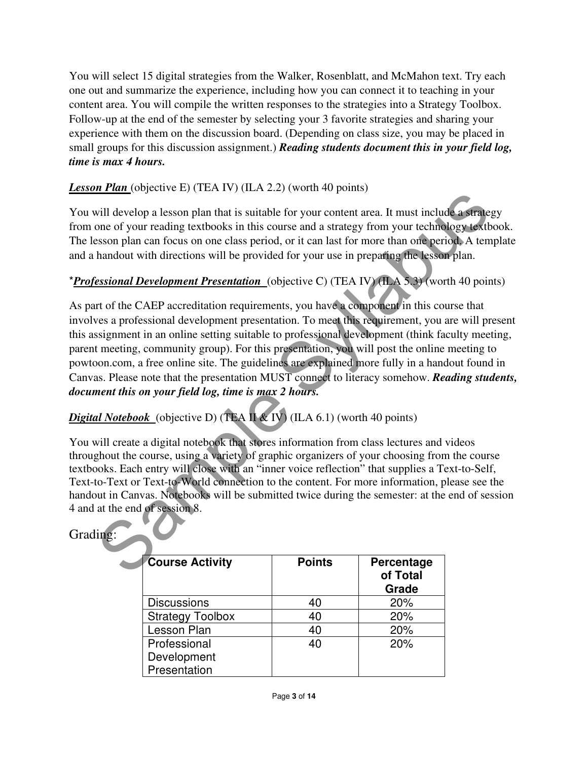You will select 15 digital strategies from the Walker, Rosenblatt, and McMahon text. Try each one out and summarize the experience, including how you can connect it to teaching in your content area. You will compile the written responses to the strategies into a Strategy Toolbox. Follow-up at the end of the semester by selecting your 3 favorite strategies and sharing your experience with them on the discussion board. (Depending on class size, you may be placed in small groups for this discussion assignment.) ***Reading students document this in your field log, time is max 4 hours.***

***Lesson Plan*** (objective E) (TEA IV) (ILA 2.2) (worth 40 points)

You will develop a lesson plan that is suitable for your content area. It must include a strategy from one of your reading textbooks in this course and a strategy from your technology textbook. The lesson plan can focus on one class period, or it can last for more than one period. A template and a handout with directions will be provided for your use in preparing the lesson plan.

\****Professional Development Presentation*** (objective C) (TEA IV) (ILA 5.3) (worth 40 points)

As part of the CAEP accreditation requirements, you have a component in this course that involves a professional development presentation. To meet this requirement, you are will present this assignment in an online setting suitable to professional development (think faculty meeting, parent meeting, community group). For this presentation, you will post the online meeting to powtoon.com, a free online site. The guidelines are explained more fully in a handout found in Canvas. Please note that the presentation MUST connect to literacy somehow. ***Reading students, document this on your field log, time is max 2 hours.***

***Digital Notebook*** (objective D) (TEA II & IV) (ILA 6.1) (worth 40 points)

You will create a digital notebook that stores information from class lectures and videos throughout the course, using a variety of graphic organizers of your choosing from the course textbooks. Each entry will close with an "inner voice reflection" that supplies a Text-to-Self, Text-to-Text or Text-to-World connection to the content. For more information, please see the handout in Canvas. Notebooks will be submitted twice during the semester: at the end of session 4 and at the end of session 8.

## Grading:

| Course Activity | Points | Percentage of Total Grade |
|---|---|---|
| Discussions | 40 | 20% |
| Strategy Toolbox | 40 | 20% |
| Lesson Plan | 40 | 20% |
| Professional Development Presentation | 40 | 20% |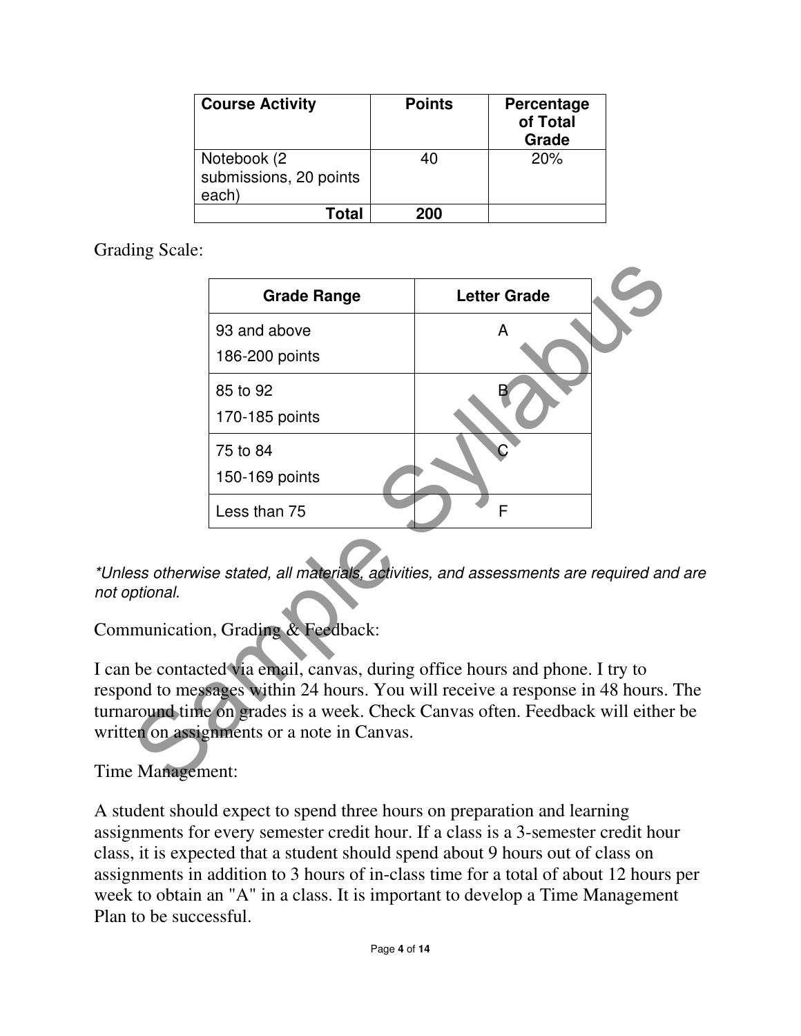| Course Activity | Points | Percentage of Total Grade |
|---|---|---|
| Notebook (2 submissions, 20 points each) | 40 | 20% |
| **Total** | **200** | |

Grading Scale:

| Grade Range | Letter Grade |
|---|---|
| 93 and above<br>186-200 points | A |
| 85 to 92<br>170-185 points | B |
| 75 to 84<br>150-169 points | C |
| Less than 75 | F |

*\*Unless otherwise stated, all materials, activities, and assessments are required and are not optional.*

Communication, Grading & Feedback:

I can be contacted via email, canvas, during office hours and phone. I try to respond to messages within 24 hours. You will receive a response in 48 hours. The turnaround time on grades is a week. Check Canvas often. Feedback will either be written on assignments or a note in Canvas.

Time Management:

A student should expect to spend three hours on preparation and learning assignments for every semester credit hour. If a class is a 3-semester credit hour class, it is expected that a student should spend about 9 hours out of class on assignments in addition to 3 hours of in-class time for a total of about 12 hours per week to obtain an "A" in a class. It is important to develop a Time Management Plan to be successful.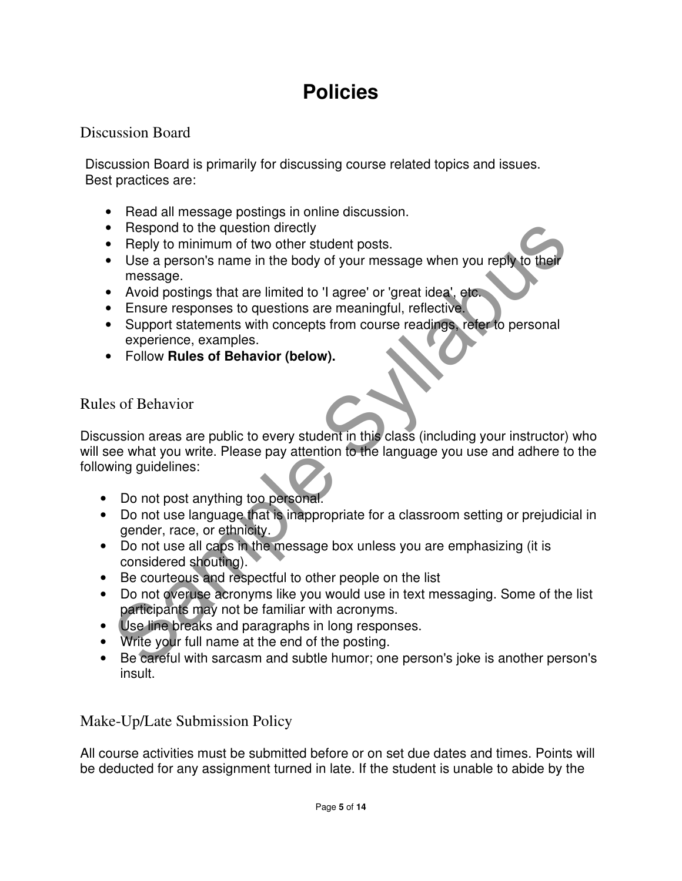# Policies

## Discussion Board

Discussion Board is primarily for discussing course related topics and issues. Best practices are:

- Read all message postings in online discussion.
- Respond to the question directly
- Reply to minimum of two other student posts.
- Use a person's name in the body of your message when you reply to their message.
- Avoid postings that are limited to 'I agree' or 'great idea', etc.
- Ensure responses to questions are meaningful, reflective.
- Support statements with concepts from course readings, refer to personal experience, examples.
- Follow **Rules of Behavior (below).**

## Rules of Behavior

Discussion areas are public to every student in this class (including your instructor) who will see what you write. Please pay attention to the language you use and adhere to the following guidelines:

- Do not post anything too personal.
- Do not use language that is inappropriate for a classroom setting or prejudicial in gender, race, or ethnicity.
- Do not use all caps in the message box unless you are emphasizing (it is considered shouting).
- Be courteous and respectful to other people on the list
- Do not overuse acronyms like you would use in text messaging. Some of the list participants may not be familiar with acronyms.
- Use line breaks and paragraphs in long responses.
- Write your full name at the end of the posting.
- Be careful with sarcasm and subtle humor; one person's joke is another person's insult.

## Make-Up/Late Submission Policy

All course activities must be submitted before or on set due dates and times. Points will be deducted for any assignment turned in late. If the student is unable to abide by the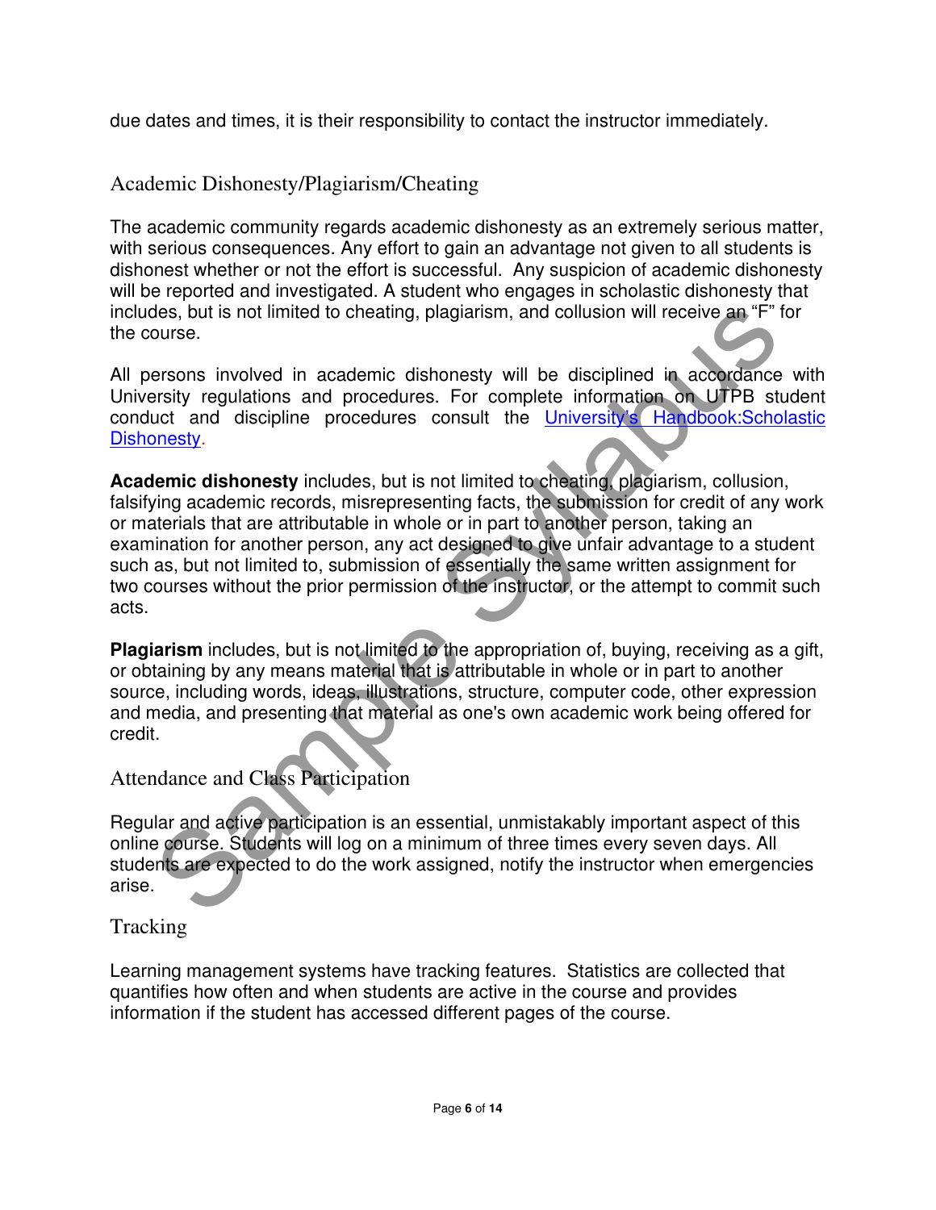due dates and times, it is their responsibility to contact the instructor immediately.

## Academic Dishonesty/Plagiarism/Cheating

The academic community regards academic dishonesty as an extremely serious matter, with serious consequences. Any effort to gain an advantage not given to all students is dishonest whether or not the effort is successful. Any suspicion of academic dishonesty will be reported and investigated. A student who engages in scholastic dishonesty that includes, but is not limited to cheating, plagiarism, and collusion will receive an "F" for the course.

All persons involved in academic dishonesty will be disciplined in accordance with University regulations and procedures. For complete information on UTPB student conduct and discipline procedures consult the University's Handbook:Scholastic Dishonesty.

**Academic dishonesty** includes, but is not limited to cheating, plagiarism, collusion, falsifying academic records, misrepresenting facts, the submission for credit of any work or materials that are attributable in whole or in part to another person, taking an examination for another person, any act designed to give unfair advantage to a student such as, but not limited to, submission of essentially the same written assignment for two courses without the prior permission of the instructor, or the attempt to commit such acts.

**Plagiarism** includes, but is not limited to the appropriation of, buying, receiving as a gift, or obtaining by any means material that is attributable in whole or in part to another source, including words, ideas, illustrations, structure, computer code, other expression and media, and presenting that material as one's own academic work being offered for credit.

## Attendance and Class Participation

Regular and active participation is an essential, unmistakably important aspect of this online course. Students will log on a minimum of three times every seven days. All students are expected to do the work assigned, notify the instructor when emergencies arise.

## Tracking

Learning management systems have tracking features. Statistics are collected that quantifies how often and when students are active in the course and provides information if the student has accessed different pages of the course.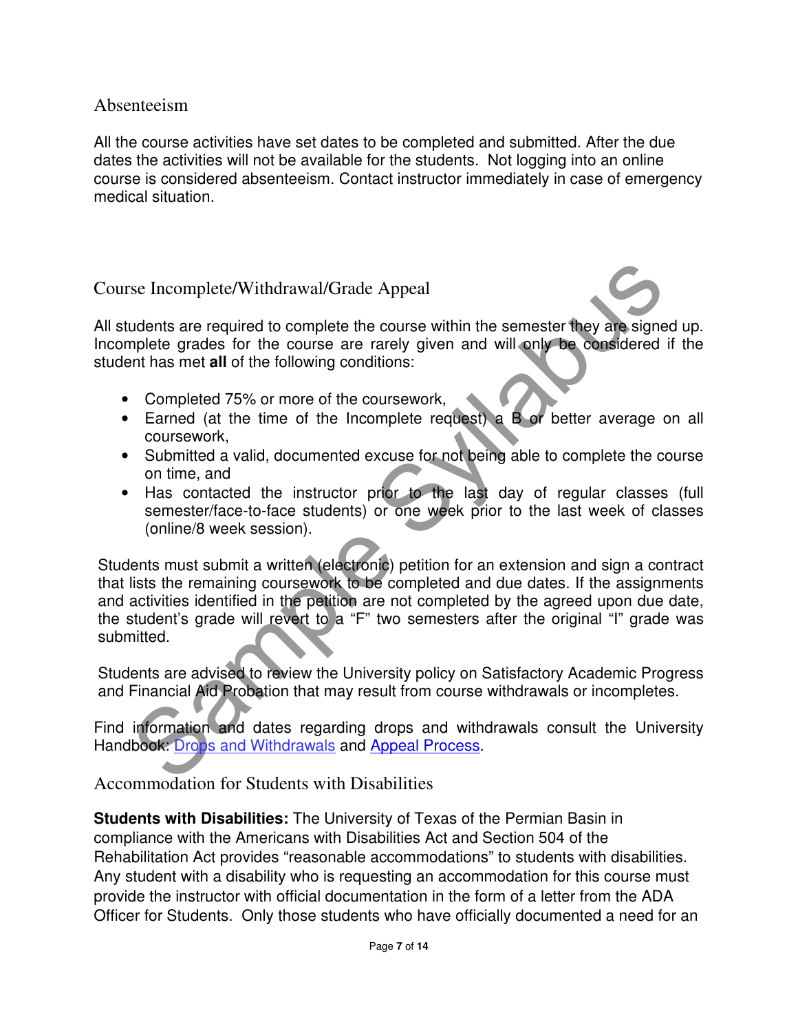## Absenteeism

All the course activities have set dates to be completed and submitted. After the due dates the activities will not be available for the students. Not logging into an online course is considered absenteeism. Contact instructor immediately in case of emergency medical situation.

## Course Incomplete/Withdrawal/Grade Appeal

All students are required to complete the course within the semester they are signed up. Incomplete grades for the course are rarely given and will only be considered if the student has met **all** of the following conditions:

- Completed 75% or more of the coursework,
- Earned (at the time of the Incomplete request) a B or better average on all coursework,
- Submitted a valid, documented excuse for not being able to complete the course on time, and
- Has contacted the instructor prior to the last day of regular classes (full semester/face-to-face students) or one week prior to the last week of classes (online/8 week session).

Students must submit a written (electronic) petition for an extension and sign a contract that lists the remaining coursework to be completed and due dates. If the assignments and activities identified in the petition are not completed by the agreed upon due date, the student's grade will revert to a "F" two semesters after the original "I" grade was submitted.

Students are advised to review the University policy on Satisfactory Academic Progress and Financial Aid Probation that may result from course withdrawals or incompletes.

Find information and dates regarding drops and withdrawals consult the University Handbook: Drops and Withdrawals and Appeal Process.

## Accommodation for Students with Disabilities

**Students with Disabilities:** The University of Texas of the Permian Basin in compliance with the Americans with Disabilities Act and Section 504 of the Rehabilitation Act provides "reasonable accommodations" to students with disabilities. Any student with a disability who is requesting an accommodation for this course must provide the instructor with official documentation in the form of a letter from the ADA Officer for Students. Only those students who have officially documented a need for an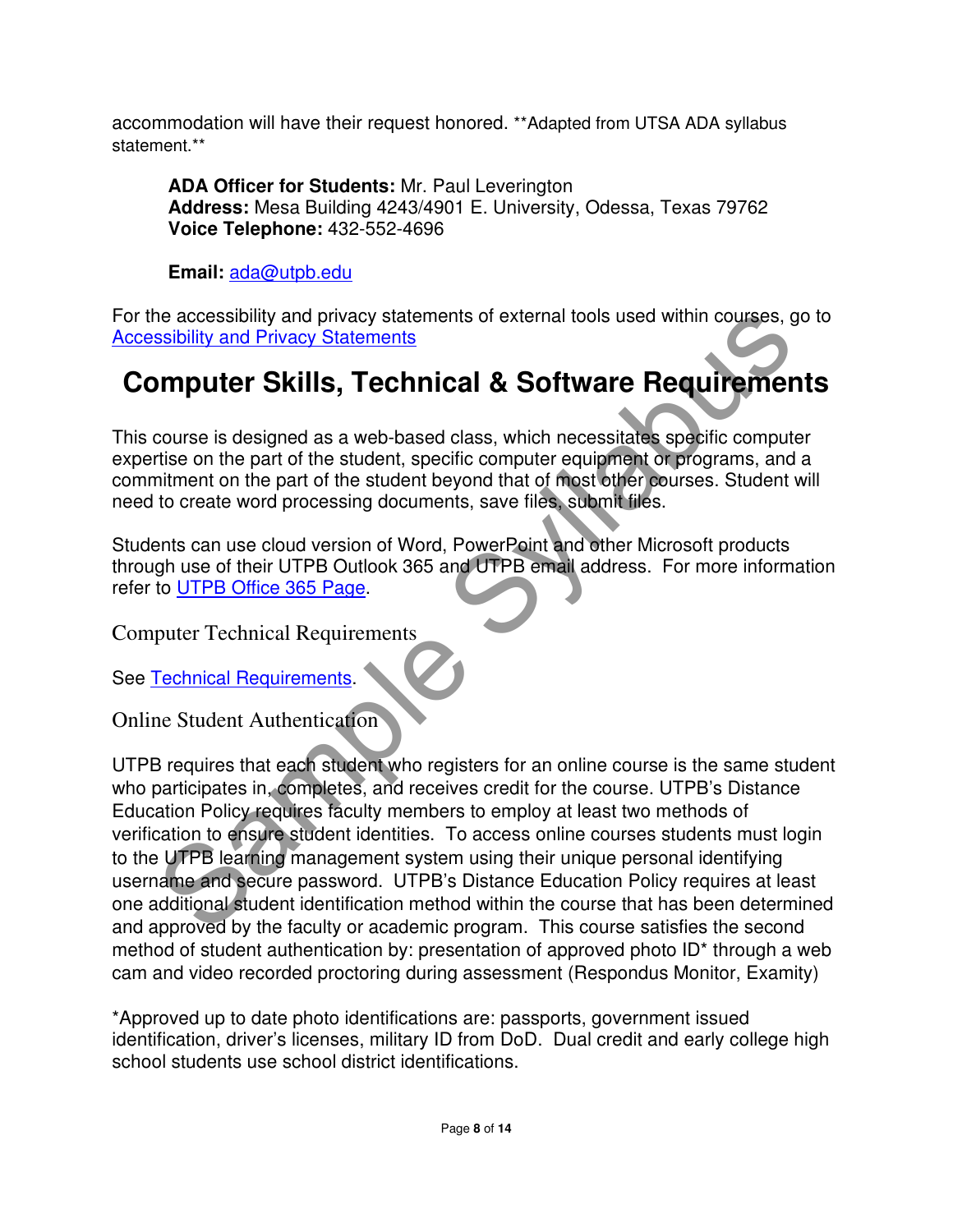accommodation will have their request honored. **Adapted from UTSA ADA syllabus statement.**

> **ADA Officer for Students:** Mr. Paul Leverington
> **Address:** Mesa Building 4243/4901 E. University, Odessa, Texas 79762
> **Voice Telephone:** 432-552-4696
>
> **Email:** ada@utpb.edu

For the accessibility and privacy statements of external tools used within courses, go to Accessibility and Privacy Statements

# Computer Skills, Technical & Software Requirements

This course is designed as a web-based class, which necessitates specific computer expertise on the part of the student, specific computer equipment or programs, and a commitment on the part of the student beyond that of most other courses. Student will need to create word processing documents, save files, submit files.

Students can use cloud version of Word, PowerPoint and other Microsoft products through use of their UTPB Outlook 365 and UTPB email address. For more information refer to UTPB Office 365 Page.

## Computer Technical Requirements

See Technical Requirements.

## Online Student Authentication

UTPB requires that each student who registers for an online course is the same student who participates in, completes, and receives credit for the course. UTPB's Distance Education Policy requires faculty members to employ at least two methods of verification to ensure student identities. To access online courses students must login to the UTPB learning management system using their unique personal identifying username and secure password. UTPB's Distance Education Policy requires at least one additional student identification method within the course that has been determined and approved by the faculty or academic program. This course satisfies the second method of student authentication by: presentation of approved photo ID* through a web cam and video recorded proctoring during assessment (Respondus Monitor, Examity)

*Approved up to date photo identifications are: passports, government issued identification, driver's licenses, military ID from DoD. Dual credit and early college high school students use school district identifications.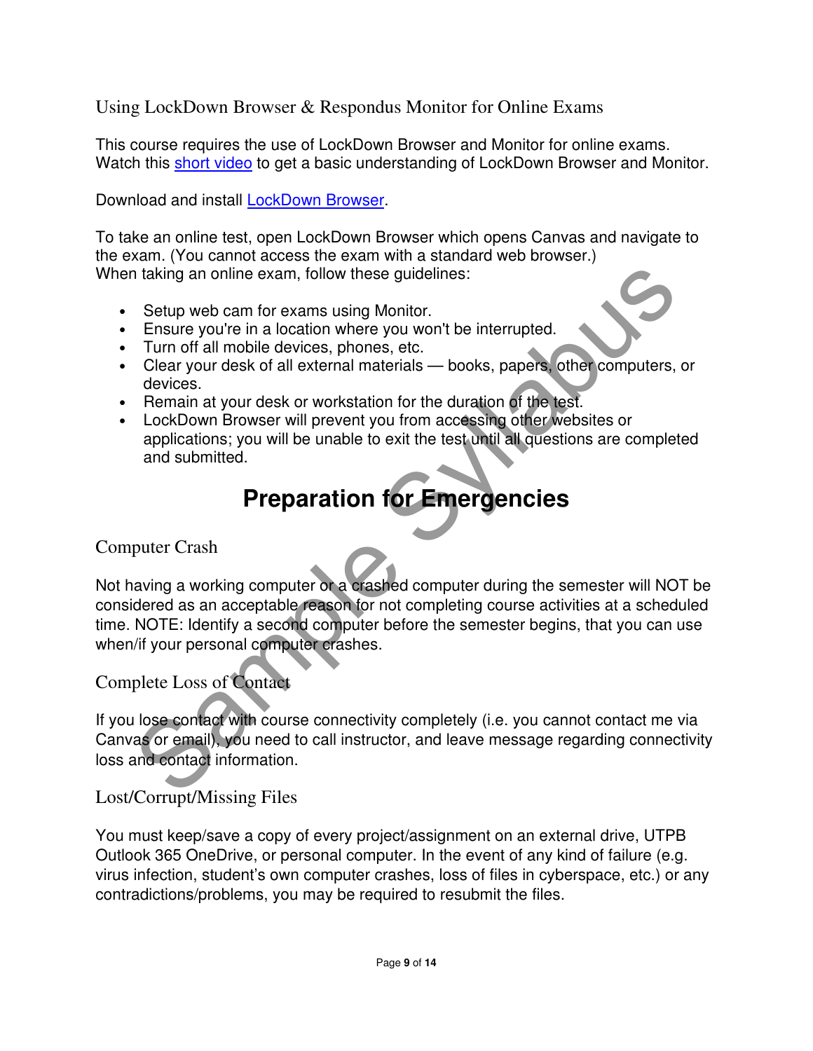## Using LockDown Browser & Respondus Monitor for Online Exams

This course requires the use of LockDown Browser and Monitor for online exams. Watch this short video to get a basic understanding of LockDown Browser and Monitor.

Download and install LockDown Browser.

To take an online test, open LockDown Browser which opens Canvas and navigate to the exam. (You cannot access the exam with a standard web browser.)
When taking an online exam, follow these guidelines:

- Setup web cam for exams using Monitor.
- Ensure you're in a location where you won't be interrupted.
- Turn off all mobile devices, phones, etc.
- Clear your desk of all external materials — books, papers, other computers, or devices.
- Remain at your desk or workstation for the duration of the test.
- LockDown Browser will prevent you from accessing other websites or applications; you will be unable to exit the test until all questions are completed and submitted.

# Preparation for Emergencies

## Computer Crash

Not having a working computer or a crashed computer during the semester will NOT be considered as an acceptable reason for not completing course activities at a scheduled time. NOTE: Identify a second computer before the semester begins, that you can use when/if your personal computer crashes.

## Complete Loss of Contact

If you lose contact with course connectivity completely (i.e. you cannot contact me via Canvas or email), you need to call instructor, and leave message regarding connectivity loss and contact information.

## Lost/Corrupt/Missing Files

You must keep/save a copy of every project/assignment on an external drive, UTPB Outlook 365 OneDrive, or personal computer. In the event of any kind of failure (e.g. virus infection, student's own computer crashes, loss of files in cyberspace, etc.) or any contradictions/problems, you may be required to resubmit the files.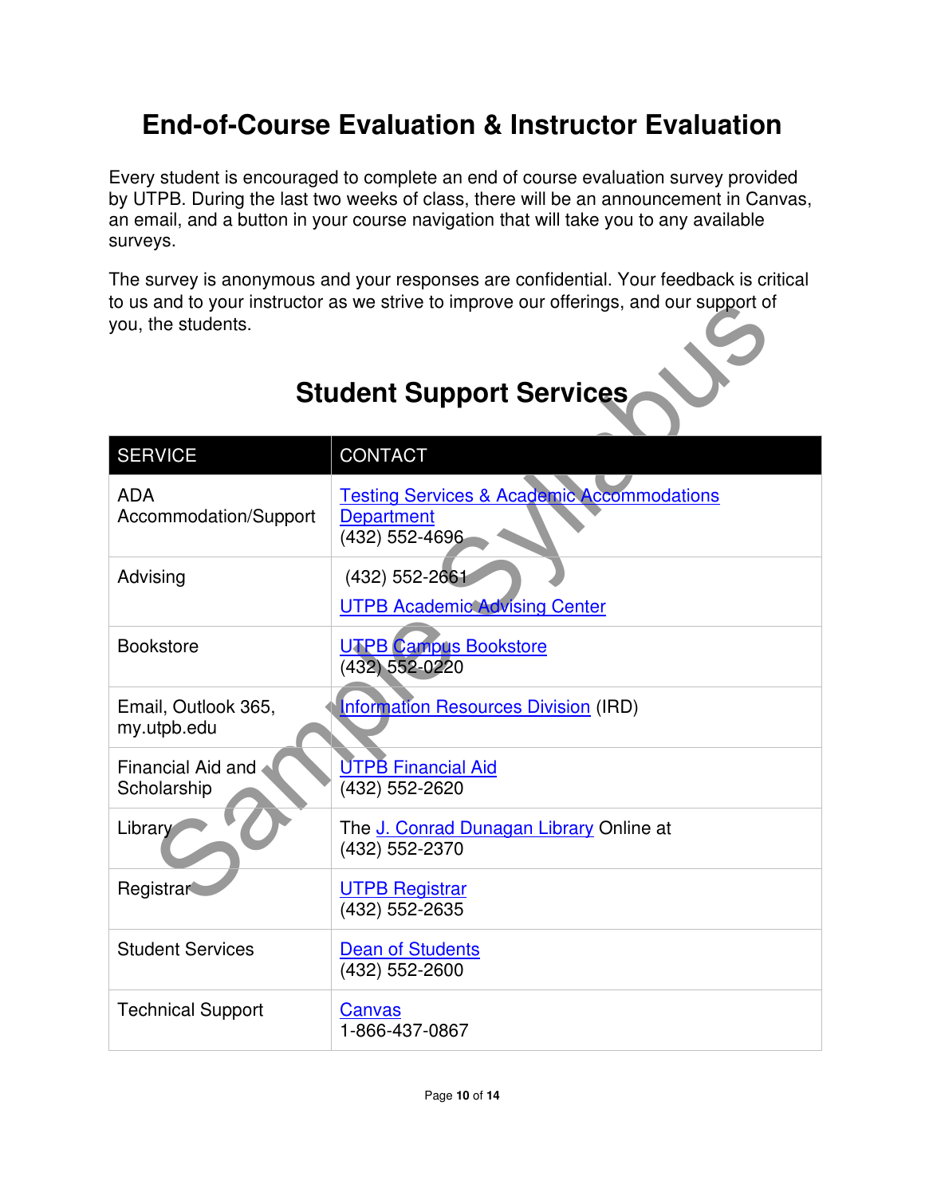# End-of-Course Evaluation & Instructor Evaluation

Every student is encouraged to complete an end of course evaluation survey provided by UTPB. During the last two weeks of class, there will be an announcement in Canvas, an email, and a button in your course navigation that will take you to any available surveys.

The survey is anonymous and your responses are confidential. Your feedback is critical to us and to your instructor as we strive to improve our offerings, and our support of you, the students.

# Student Support Services

| SERVICE | CONTACT |
|---|---|
| ADA Accommodation/Support | Testing Services & Academic Accommodations Department (432) 552-4696 |
| Advising | (432) 552-2661 UTPB Academic Advising Center |
| Bookstore | UTPB Campus Bookstore (432) 552-0220 |
| Email, Outlook 365, my.utpb.edu | Information Resources Division (IRD) |
| Financial Aid and Scholarship | UTPB Financial Aid (432) 552-2620 |
| Library | The J. Conrad Dunagan Library Online at (432) 552-2370 |
| Registrar | UTPB Registrar (432) 552-2635 |
| Student Services | Dean of Students (432) 552-2600 |
| Technical Support | Canvas 1-866-437-0867 |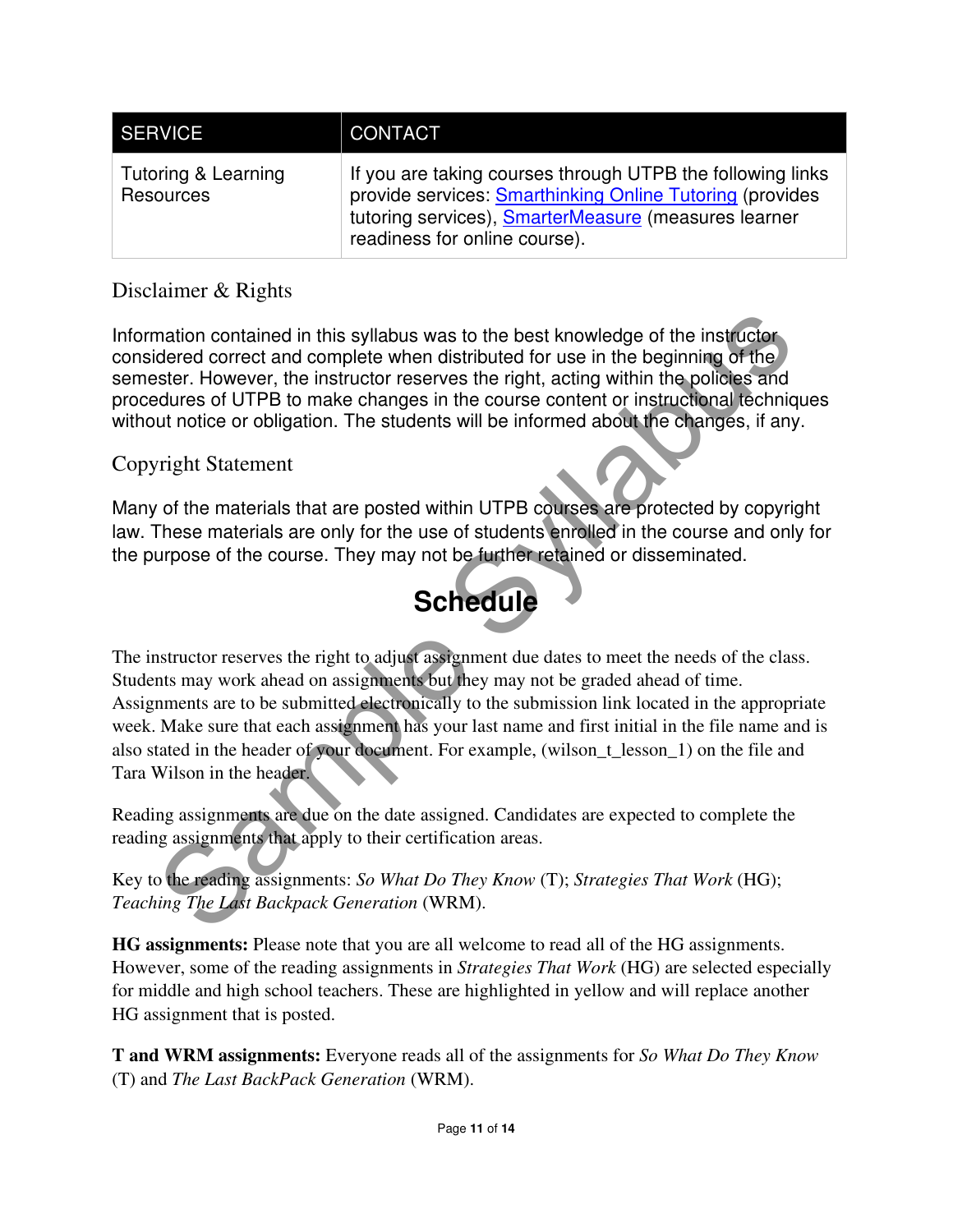| SERVICE | CONTACT |
|---|---|
| Tutoring & Learning Resources | If you are taking courses through UTPB the following links provide services: Smarthinking Online Tutoring (provides tutoring services), SmarterMeasure (measures learner readiness for online course). |

## Disclaimer & Rights

Information contained in this syllabus was to the best knowledge of the instructor considered correct and complete when distributed for use in the beginning of the semester. However, the instructor reserves the right, acting within the policies and procedures of UTPB to make changes in the course content or instructional techniques without notice or obligation. The students will be informed about the changes, if any.

## Copyright Statement

Many of the materials that are posted within UTPB courses are protected by copyright law. These materials are only for the use of students enrolled in the course and only for the purpose of the course. They may not be further retained or disseminated.

# Schedule

The instructor reserves the right to adjust assignment due dates to meet the needs of the class. Students may work ahead on assignments but they may not be graded ahead of time. Assignments are to be submitted electronically to the submission link located in the appropriate week. Make sure that each assignment has your last name and first initial in the file name and is also stated in the header of your document. For example, (wilson_t_lesson_1) on the file and Tara Wilson in the header.

Reading assignments are due on the date assigned. Candidates are expected to complete the reading assignments that apply to their certification areas.

Key to the reading assignments: *So What Do They Know* (T); *Strategies That Work* (HG); *Teaching The Last Backpack Generation* (WRM).

**HG assignments:** Please note that you are all welcome to read all of the HG assignments. However, some of the reading assignments in *Strategies That Work* (HG) are selected especially for middle and high school teachers. These are highlighted in yellow and will replace another HG assignment that is posted.

**T and WRM assignments:** Everyone reads all of the assignments for *So What Do They Know* (T) and *The Last BackPack Generation* (WRM).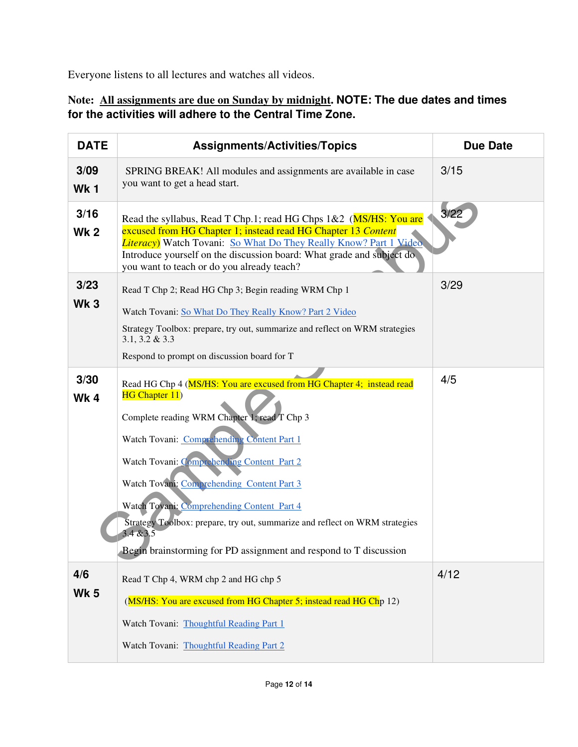Everyone listens to all lectures and watches all videos.

**Note: <u>All assignments are due on Sunday by midnight</u>. NOTE: The due dates and times for the activities will adhere to the Central Time Zone.**

| DATE | Assignments/Activities/Topics | Due Date |
|---|---|---|
| 3/09 Wk 1 | SPRING BREAK! All modules and assignments are available in case you want to get a head start. | 3/15 |
| 3/16 Wk 2 | Read the syllabus, Read T Chp.1; read HG Chps 1&2 (MS/HS: You are excused from HG Chapter 1; instead read HG Chapter 13 *Content Literacy*) Watch Tovani: So What Do They Really Know? Part 1 Video Introduce yourself on the discussion board: What grade and subject do you want to teach or do you already teach? | 3/22 |
| 3/23 Wk 3 | Read T Chp 2; Read HG Chp 3; Begin reading WRM Chp 1<br><br>Watch Tovani: So What Do They Really Know? Part 2 Video<br><br>Strategy Toolbox: prepare, try out, summarize and reflect on WRM strategies 3.1, 3.2 & 3.3<br><br>Respond to prompt on discussion board for T | 3/29 |
| 3/30 Wk 4 | Read HG Chp 4 (MS/HS: You are excused from HG Chapter 4; instead read HG Chapter 11)<br><br>Complete reading WRM Chapter 1; read T Chp 3<br><br>Watch Tovani: Comprehending Content Part 1<br><br>Watch Tovani: Comprehending Content Part 2<br><br>Watch Tovani: Comprehending Content Part 3<br><br>Watch Tovani: Comprehending Content Part 4<br><br>Strategy Toolbox: prepare, try out, summarize and reflect on WRM strategies 3.4 &3.5<br><br>Begin brainstorming for PD assignment and respond to T discussion | 4/5 |
| 4/6 Wk 5 | Read T Chp 4, WRM chp 2 and HG chp 5<br><br>(MS/HS: You are excused from HG Chapter 5; instead read HG Chp 12)<br><br>Watch Tovani: Thoughtful Reading Part 1<br><br>Watch Tovani: Thoughtful Reading Part 2 | 4/12 |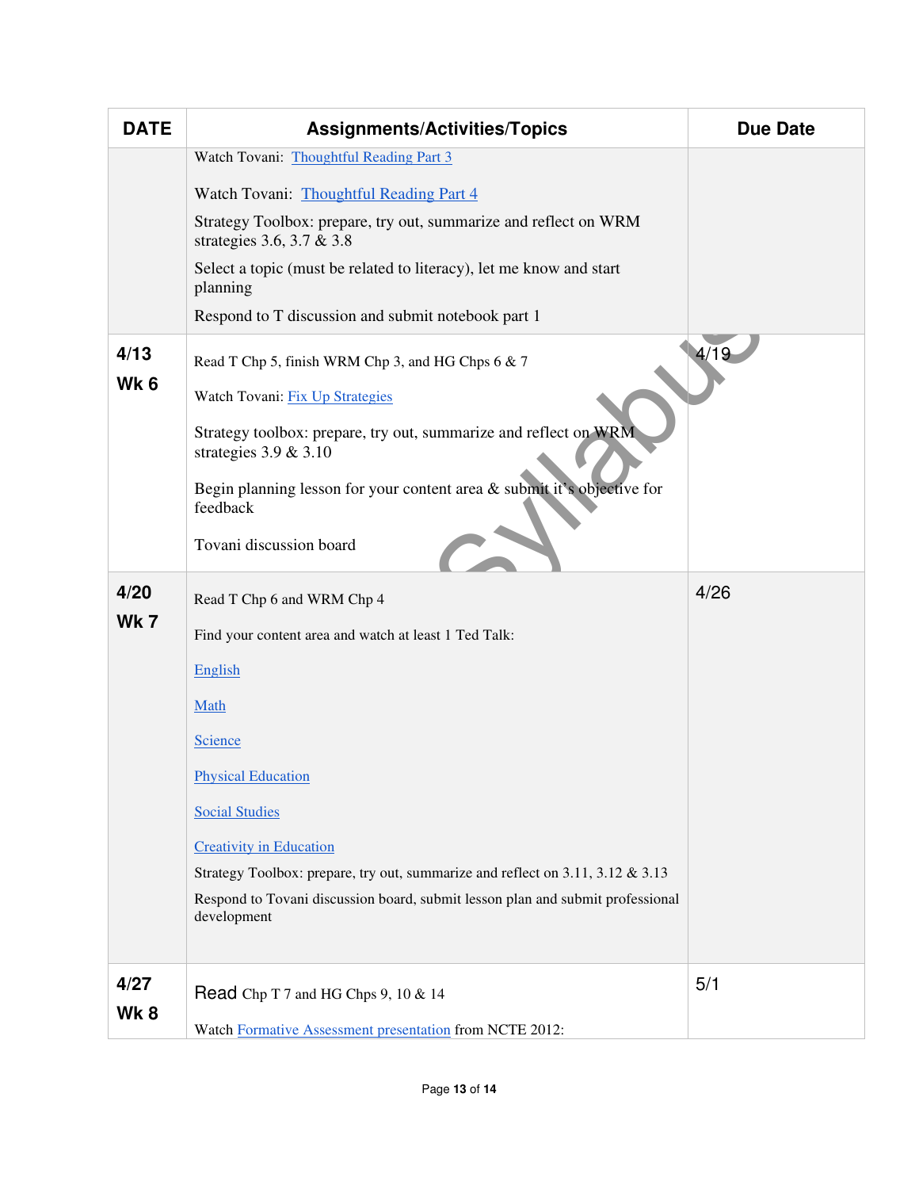| DATE | Assignments/Activities/Topics | Due Date |
| --- | --- | --- |
| | Watch Tovani: Thoughtful Reading Part 3<br><br>Watch Tovani: Thoughtful Reading Part 4<br><br>Strategy Toolbox: prepare, try out, summarize and reflect on WRM strategies 3.6, 3.7 & 3.8<br><br>Select a topic (must be related to literacy), let me know and start planning<br><br>Respond to T discussion and submit notebook part 1 | |
| **4/13**<br>**Wk 6** | Read T Chp 5, finish WRM Chp 3, and HG Chps 6 & 7<br><br>Watch Tovani: Fix Up Strategies<br><br>Strategy toolbox: prepare, try out, summarize and reflect on WRM strategies 3.9 & 3.10<br><br>Begin planning lesson for your content area & submit it's objective for feedback<br><br>Tovani discussion board | 4/19 |
| **4/20**<br>**Wk 7** | Read T Chp 6 and WRM Chp 4<br><br>Find your content area and watch at least 1 Ted Talk:<br><br>English<br><br>Math<br><br>Science<br><br>Physical Education<br><br>Social Studies<br><br>Creativity in Education<br><br>Strategy Toolbox: prepare, try out, summarize and reflect on 3.11, 3.12 & 3.13<br><br>Respond to Tovani discussion board, submit lesson plan and submit professional development | 4/26 |
| **4/27**<br>**Wk 8** | Read Chp T 7 and HG Chps 9, 10 & 14<br><br>Watch Formative Assessment presentation from NCTE 2012: | 5/1 |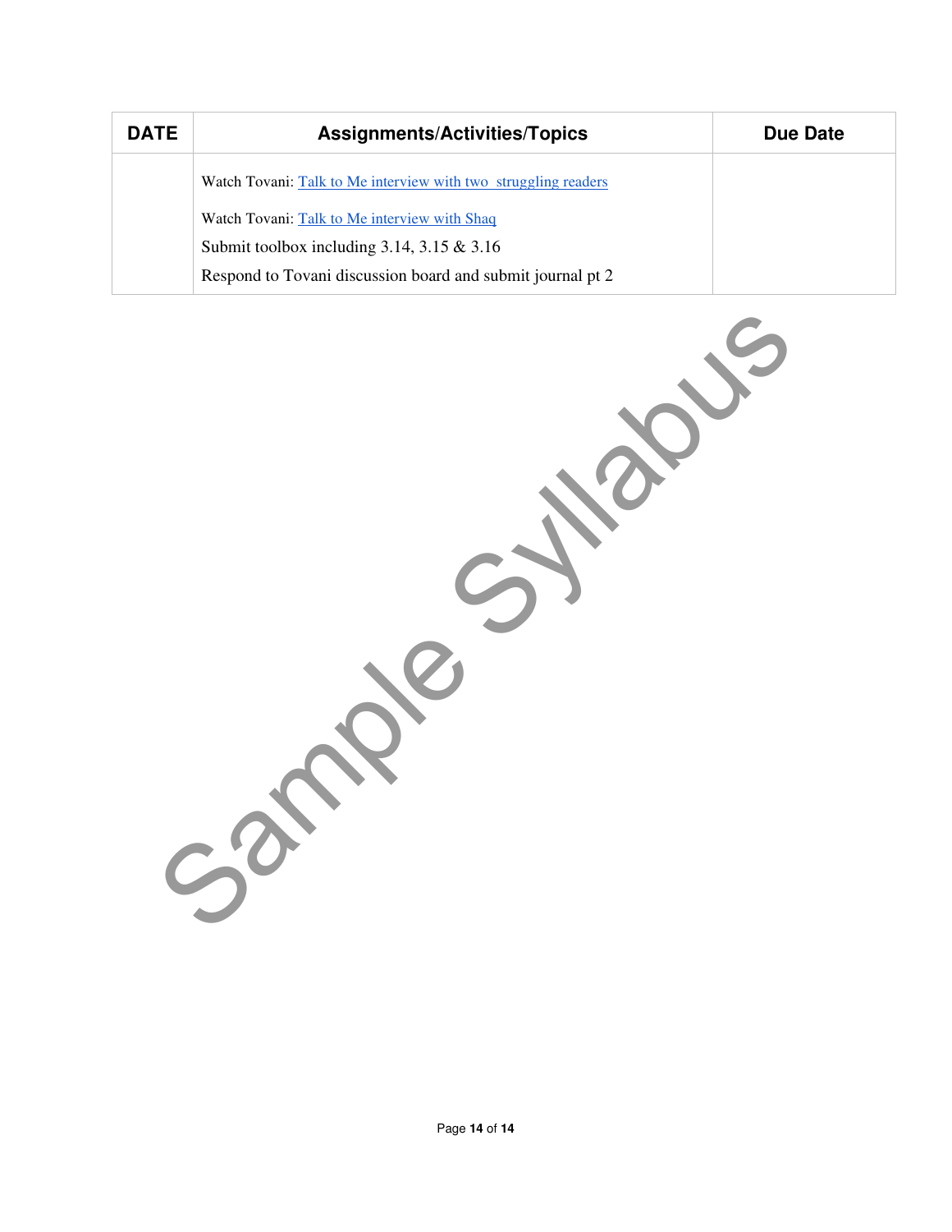| DATE | Assignments/Activities/Topics | Due Date |
|---|---|---|
| | Watch Tovani: Talk to Me interview with two struggling readers<br><br>Watch Tovani: Talk to Me interview with Shaq<br><br>Submit toolbox including 3.14, 3.15 & 3.16<br><br>Respond to Tovani discussion board and submit journal pt 2 | |

Sample Syllabus